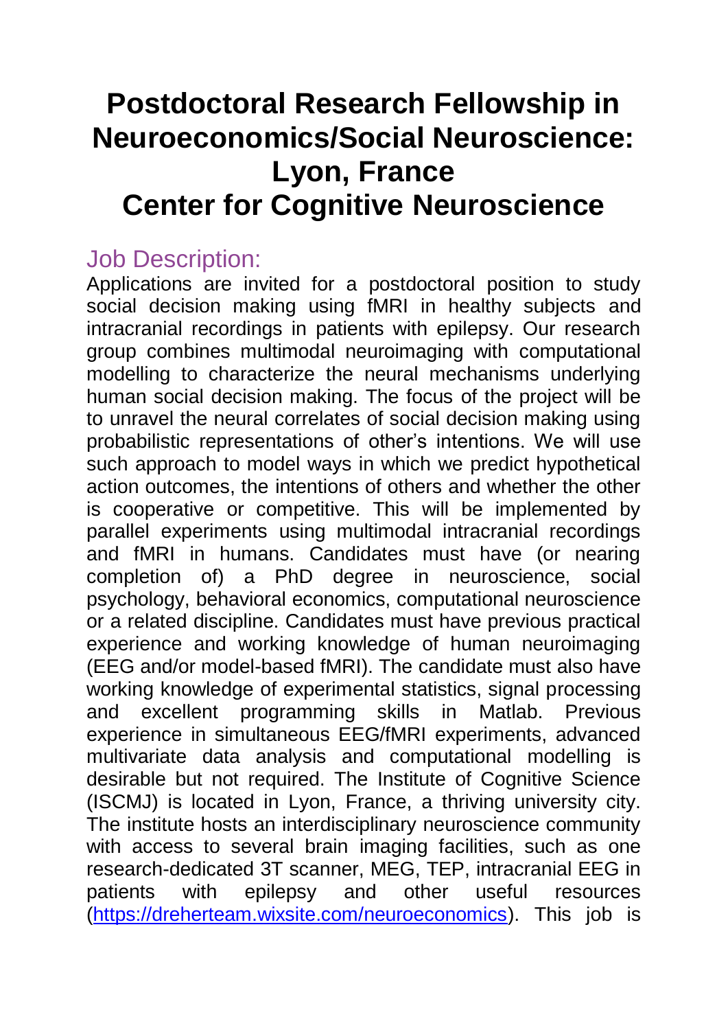# Postdoctoral Research Fellowship in Neuroeconomics/Social Neuroscience: Lyon, France
# Center for Cognitive Neuroscience

## Job Description:

Applications are invited for a postdoctoral position to study social decision making using fMRI in healthy subjects and intracranial recordings in patients with epilepsy. Our research group combines multimodal neuroimaging with computational modelling to characterize the neural mechanisms underlying human social decision making. The focus of the project will be to unravel the neural correlates of social decision making using probabilistic representations of other's intentions. We will use such approach to model ways in which we predict hypothetical action outcomes, the intentions of others and whether the other is cooperative or competitive. This will be implemented by parallel experiments using multimodal intracranial recordings and fMRI in humans. Candidates must have (or nearing completion of) a PhD degree in neuroscience, social psychology, behavioral economics, computational neuroscience or a related discipline. Candidates must have previous practical experience and working knowledge of human neuroimaging (EEG and/or model-based fMRI). The candidate must also have working knowledge of experimental statistics, signal processing and excellent programming skills in Matlab. Previous experience in simultaneous EEG/fMRI experiments, advanced multivariate data analysis and computational modelling is desirable but not required. The Institute of Cognitive Science (ISCMJ) is located in Lyon, France, a thriving university city. The institute hosts an interdisciplinary neuroscience community with access to several brain imaging facilities, such as one research-dedicated 3T scanner, MEG, TEP, intracranial EEG in patients with epilepsy and other useful resources ([https://dreherteam.wixsite.com/neuroeconomics](https://dreherteam.wixsite.com/neuroeconomics)). This job is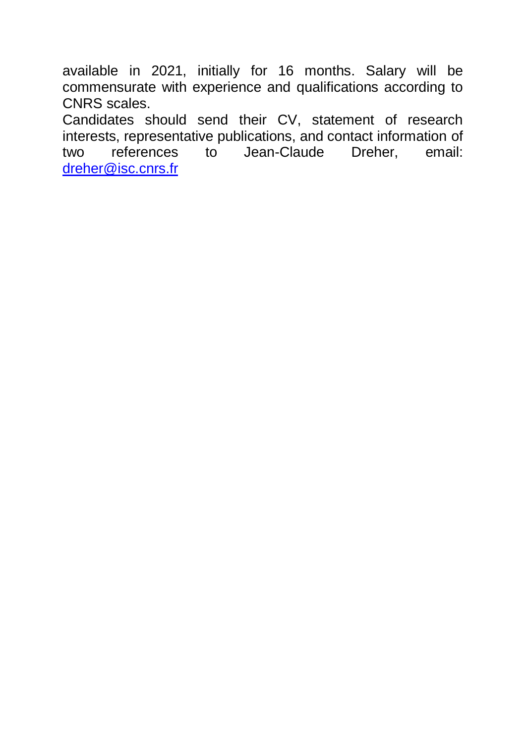available in 2021, initially for 16 months. Salary will be commensurate with experience and qualifications according to CNRS scales.

Candidates should send their CV, statement of research interests, representative publications, and contact information of two references to Jean-Claude Dreher, email: dreher@isc.cnrs.fr